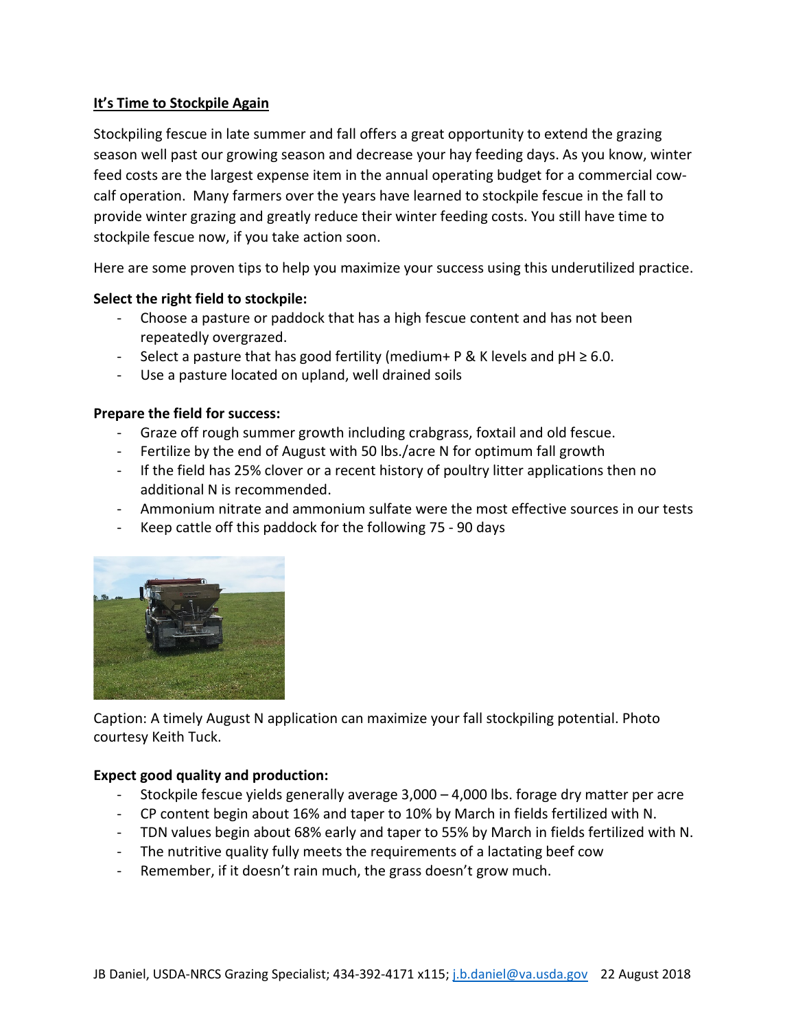## It's Time to Stockpile Again

Stockpiling fescue in late summer and fall offers a great opportunity to extend the grazing season well past our growing season and decrease your hay feeding days. As you know, winter feed costs are the largest expense item in the annual operating budget for a commercial cow-calf operation. Many farmers over the years have learned to stockpile fescue in the fall to provide winter grazing and greatly reduce their winter feeding costs. You still have time to stockpile fescue now, if you take action soon.

Here are some proven tips to help you maximize your success using this underutilized practice.

**Select the right field to stockpile:**

- Choose a pasture or paddock that has a high fescue content and has not been repeatedly overgrazed.
- Select a pasture that has good fertility (medium+ P & K levels and pH ≥ 6.0.
- Use a pasture located on upland, well drained soils

**Prepare the field for success:**

- Graze off rough summer growth including crabgrass, foxtail and old fescue.
- Fertilize by the end of August with 50 lbs./acre N for optimum fall growth
- If the field has 25% clover or a recent history of poultry litter applications then no additional N is recommended.
- Ammonium nitrate and ammonium sulfate were the most effective sources in our tests
- Keep cattle off this paddock for the following 75 - 90 days

Caption: A timely August N application can maximize your fall stockpiling potential. Photo courtesy Keith Tuck.

**Expect good quality and production:**

- Stockpile fescue yields generally average 3,000 – 4,000 lbs. forage dry matter per acre
- CP content begin about 16% and taper to 10% by March in fields fertilized with N.
- TDN values begin about 68% early and taper to 55% by March in fields fertilized with N.
- The nutritive quality fully meets the requirements of a lactating beef cow
- Remember, if it doesn't rain much, the grass doesn't grow much.

JB Daniel, USDA-NRCS Grazing Specialist; 434-392-4171 x115; j.b.daniel@va.usda.gov 22 August 2018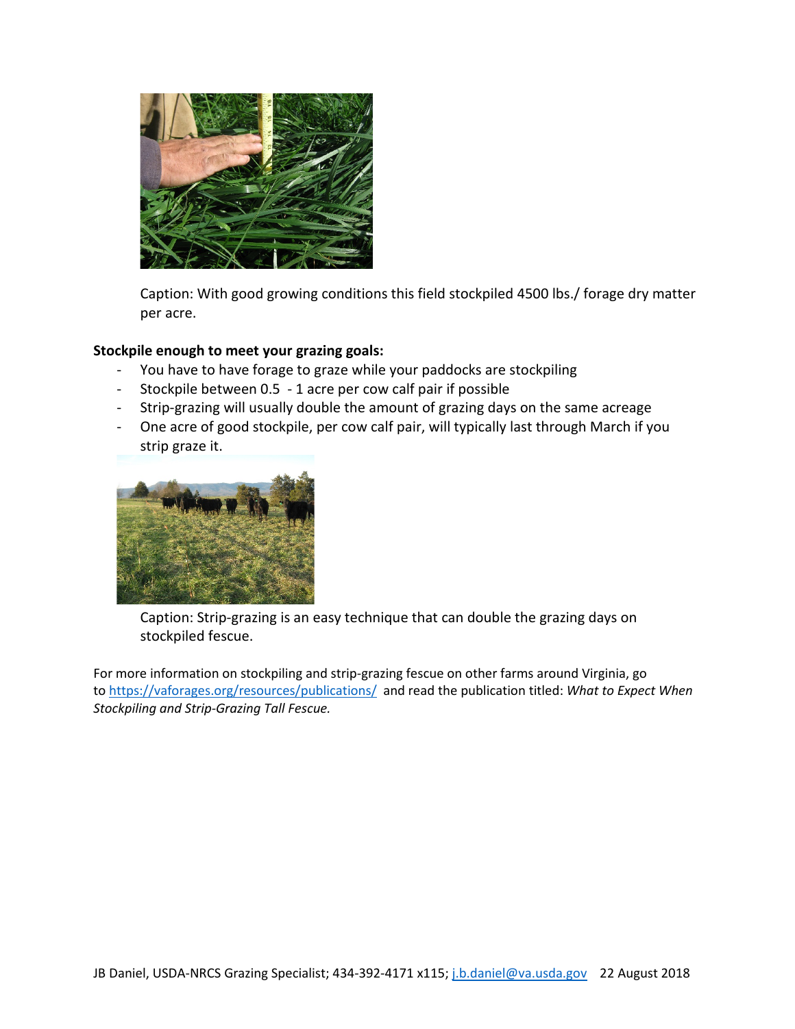Caption: With good growing conditions this field stockpiled 4500 lbs./ forage dry matter per acre.

**Stockpile enough to meet your grazing goals:**

- You have to have forage to graze while your paddocks are stockpiling
- Stockpile between 0.5 - 1 acre per cow calf pair if possible
- Strip-grazing will usually double the amount of grazing days on the same acreage
- One acre of good stockpile, per cow calf pair, will typically last through March if you strip graze it.

Caption: Strip-grazing is an easy technique that can double the grazing days on stockpiled fescue.

For more information on stockpiling and strip-grazing fescue on other farms around Virginia, go to https://vaforages.org/resources/publications/ and read the publication titled: *What to Expect When Stockpiling and Strip-Grazing Tall Fescue.*

JB Daniel, USDA-NRCS Grazing Specialist; 434-392-4171 x115; j.b.daniel@va.usda.gov 22 August 2018